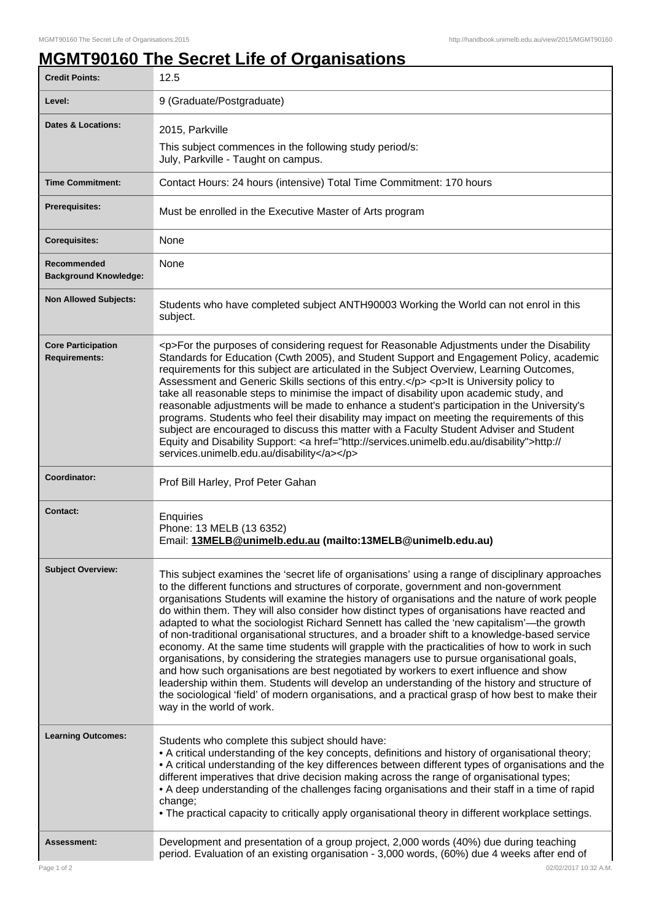# MGMT90160 The Secret Life of Organisations

| | |
|---|---|
| **Credit Points:** | 12.5 |
| **Level:** | 9 (Graduate/Postgraduate) |
| **Dates & Locations:** | 2015, Parkville<br>This subject commences in the following study period/s:<br>July, Parkville - Taught on campus. |
| **Time Commitment:** | Contact Hours: 24 hours (intensive) Total Time Commitment: 170 hours |
| **Prerequisites:** | Must be enrolled in the Executive Master of Arts program |
| **Corequisites:** | None |
| **Recommended Background Knowledge:** | None |
| **Non Allowed Subjects:** | Students who have completed subject ANTH90003 Working the World can not enrol in this subject. |
| **Core Participation Requirements:** | <p>For the purposes of considering request for Reasonable Adjustments under the Disability Standards for Education (Cwth 2005), and Student Support and Engagement Policy, academic requirements for this subject are articulated in the Subject Overview, Learning Outcomes, Assessment and Generic Skills sections of this entry.</p> <p>It is University policy to take all reasonable steps to minimise the impact of disability upon academic study, and reasonable adjustments will be made to enhance a student's participation in the University's programs. Students who feel their disability may impact on meeting the requirements of this subject are encouraged to discuss this matter with a Faculty Student Adviser and Student Equity and Disability Support: <a href="http://services.unimelb.edu.au/disability">http://services.unimelb.edu.au/disability</a></p> |
| **Coordinator:** | Prof Bill Harley, Prof Peter Gahan |
| **Contact:** | Enquiries<br>Phone: 13 MELB (13 6352)<br>Email: **13MELB@unimelb.edu.au (mailto:13MELB@unimelb.edu.au)** |
| **Subject Overview:** | This subject examines the 'secret life of organisations' using a range of disciplinary approaches to the different functions and structures of corporate, government and non-government organisations Students will examine the history of organisations and the nature of work people do within them. They will also consider how distinct types of organisations have reacted and adapted to what the sociologist Richard Sennett has called the 'new capitalism'—the growth of non-traditional organisational structures, and a broader shift to a knowledge-based service economy. At the same time students will grapple with the practicalities of how to work in such organisations, by considering the strategies managers use to pursue organisational goals, and how such organisations are best negotiated by workers to exert influence and show leadership within them. Students will develop an understanding of the history and structure of the sociological 'field' of modern organisations, and a practical grasp of how best to make their way in the world of work. |
| **Learning Outcomes:** | Students who complete this subject should have:<br>• A critical understanding of the key concepts, definitions and history of organisational theory;<br>• A critical understanding of the key differences between different types of organisations and the different imperatives that drive decision making across the range of organisational types;<br>• A deep understanding of the challenges facing organisations and their staff in a time of rapid change;<br>• The practical capacity to critically apply organisational theory in different workplace settings. |
| **Assessment:** | Development and presentation of a group project, 2,000 words (40%) due during teaching period. Evaluation of an existing organisation - 3,000 words, (60%) due 4 weeks after end of |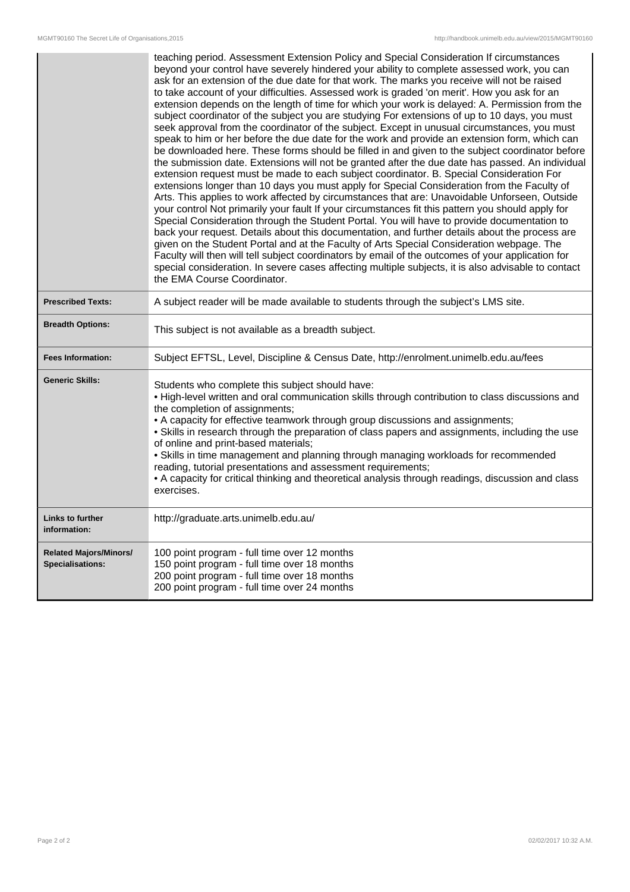| | |
|---|---|
| | teaching period. Assessment Extension Policy and Special Consideration If circumstances beyond your control have severely hindered your ability to complete assessed work, you can ask for an extension of the due date for that work. The marks you receive will not be raised to take account of your difficulties. Assessed work is graded 'on merit'. How you ask for an extension depends on the length of time for which your work is delayed: A. Permission from the subject coordinator of the subject you are studying For extensions of up to 10 days, you must seek approval from the coordinator of the subject. Except in unusual circumstances, you must speak to him or her before the due date for the work and provide an extension form, which can be downloaded here. These forms should be filled in and given to the subject coordinator before the submission date. Extensions will not be granted after the due date has passed. An individual extension request must be made to each subject coordinator. B. Special Consideration For extensions longer than 10 days you must apply for Special Consideration from the Faculty of Arts. This applies to work affected by circumstances that are: Unavoidable Unforseen, Outside your control Not primarily your fault If your circumstances fit this pattern you should apply for Special Consideration through the Student Portal. You will have to provide documentation to back your request. Details about this documentation, and further details about the process are given on the Student Portal and at the Faculty of Arts Special Consideration webpage. The Faculty will then will tell subject coordinators by email of the outcomes of your application for special consideration. In severe cases affecting multiple subjects, it is also advisable to contact the EMA Course Coordinator. |
| **Prescribed Texts:** | A subject reader will be made available to students through the subject's LMS site. |
| **Breadth Options:** | This subject is not available as a breadth subject. |
| **Fees Information:** | Subject EFTSL, Level, Discipline & Census Date, http://enrolment.unimelb.edu.au/fees |
| **Generic Skills:** | Students who complete this subject should have:<br>• High-level written and oral communication skills through contribution to class discussions and the completion of assignments;<br>• A capacity for effective teamwork through group discussions and assignments;<br>• Skills in research through the preparation of class papers and assignments, including the use of online and print-based materials;<br>• Skills in time management and planning through managing workloads for recommended reading, tutorial presentations and assessment requirements;<br>• A capacity for critical thinking and theoretical analysis through readings, discussion and class exercises. |
| **Links to further information:** | http://graduate.arts.unimelb.edu.au/ |
| **Related Majors/Minors/ Specialisations:** | 100 point program - full time over 12 months<br>150 point program - full time over 18 months<br>200 point program - full time over 18 months<br>200 point program - full time over 24 months |